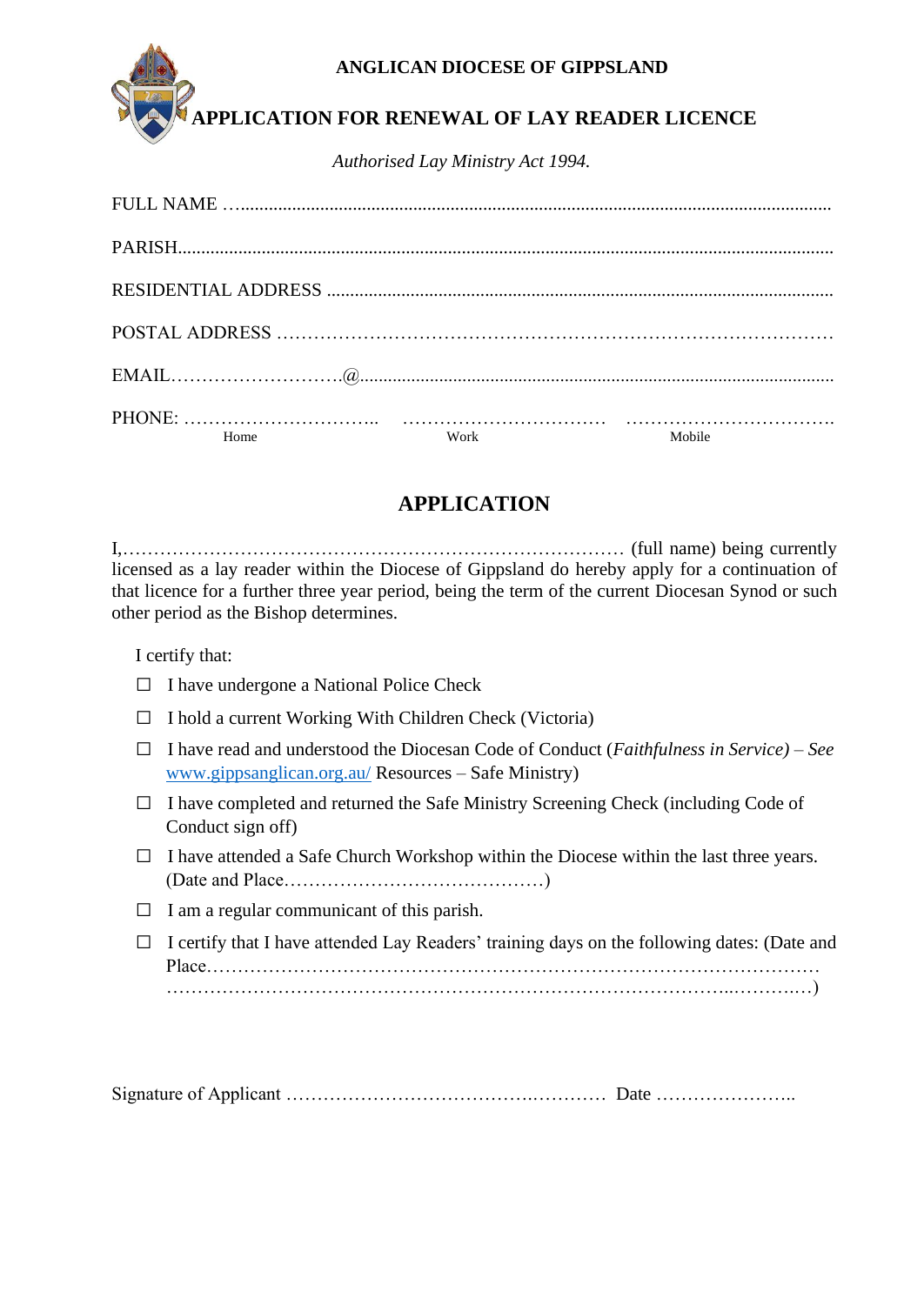**ANGLICAN DIOCESE OF GIPPSLAND**

# APPLICATION FOR RENEWAL OF LAY READER LICENCE

*Authorised Lay Ministry Act 1994.*

FULL NAME …..............................................................................................................................

PARISH.........................................................................................................................................

RESIDENTIAL ADDRESS ...........................................................................................................

POSTAL ADDRESS …………………………………………………………………………

EMAIL……………………….@.....................................................................................................

PHONE: ………………………….. …………………………… …………………………….
Home Work Mobile

## APPLICATION

I,……………………………………………………………………… (full name) being currently licensed as a lay reader within the Diocese of Gippsland do hereby apply for a continuation of that licence for a further three year period, being the term of the current Diocesan Synod or such other period as the Bishop determines.

I certify that:

- ☐ I have undergone a National Police Check
- ☐ I hold a current Working With Children Check (Victoria)
- ☐ I have read and understood the Diocesan Code of Conduct (*Faithfulness in Service)* – *See* www.gippsanglican.org.au/ Resources – Safe Ministry)
- ☐ I have completed and returned the Safe Ministry Screening Check (including Code of Conduct sign off)
- ☐ I have attended a Safe Church Workshop within the Diocese within the last three years. (Date and Place……………………………………)
- ☐ I am a regular communicant of this parish.
- ☐ I certify that I have attended Lay Readers' training days on the following dates: (Date and Place…………………………………………………………………………………… ……………………………………………………………………………..………..…)

Signature of Applicant ……………………………….………… Date …………………..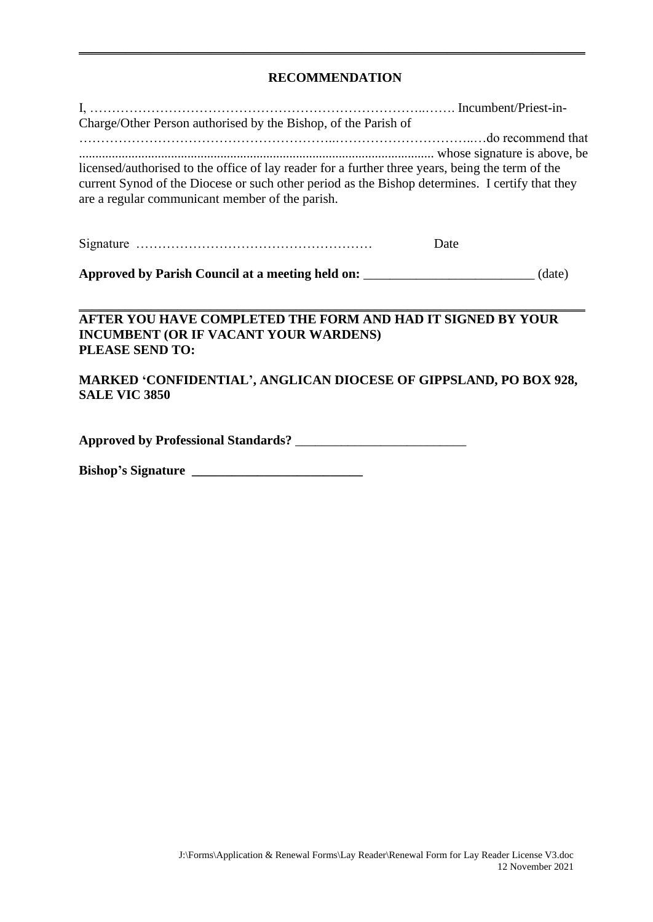## RECOMMENDATION

I, ……………………………………………………………………..……. Incumbent/Priest-in-Charge/Other Person authorised by the Bishop, of the Parish of ……………………………………………………..…………………………..…do recommend that ........................................................................................................... whose signature is above, be licensed/authorised to the office of lay reader for a further three years, being the term of the current Synod of the Diocese or such other period as the Bishop determines. I certify that they are a regular communicant member of the parish.

Signature ……………………………………………… Date

**Approved by Parish Council at a meeting held on:** _________________________ (date)

**AFTER YOU HAVE COMPLETED THE FORM AND HAD IT SIGNED BY YOUR INCUMBENT (OR IF VACANT YOUR WARDENS)**
**PLEASE SEND TO:**

**MARKED 'CONFIDENTIAL', ANGLICAN DIOCESE OF GIPPSLAND, PO BOX 928, SALE VIC 3850**

**Approved by Professional Standards?** _________________________

**Bishop's Signature** _________________________

J:\Forms\Application & Renewal Forms\Lay Reader\Renewal Form for Lay Reader License V3.doc
12 November 2021